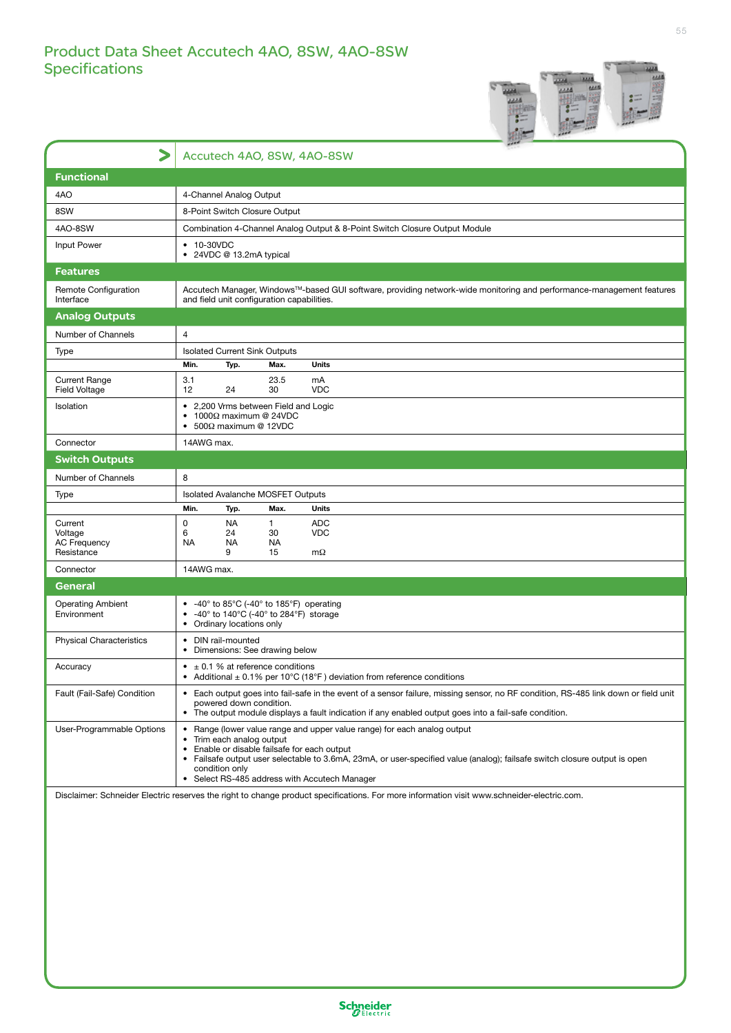# Product Data Sheet Accutech 4AO, 8SW, 4AO-8SW
## Specifications

| | Accutech 4AO, 8SW, 4AO-8SW | | | |
|---|---|---|---|---|
| **Functional** | | | | |
| 4AO | 4-Channel Analog Output | | | |
| 8SW | 8-Point Switch Closure Output | | | |
| 4AO-8SW | Combination 4-Channel Analog Output & 8-Point Switch Closure Output Module | | | |
| Input Power | • 10-30VDC<br>• 24VDC @ 13.2mA typical | | | |
| **Features** | | | | |
| Remote Configuration Interface | Accutech Manager, Windows™-based GUI software, providing network-wide monitoring and performance-management features and field unit configuration capabilities. | | | |
| **Analog Outputs** | | | | |
| Number of Channels | 4 | | | |
| Type | Isolated Current Sink Outputs | | | |
| | **Min.** | **Typ.** | **Max.** | **Units** |
| Current Range<br>Field Voltage | 3.1<br>12 | <br>24 | 23.5<br>30 | mA<br>VDC |
| Isolation | • 2,200 Vrms between Field and Logic<br>• 1000Ω maximum @ 24VDC<br>• 500Ω maximum @ 12VDC | | | |
| Connector | 14AWG max. | | | |
| **Switch Outputs** | | | | |
| Number of Channels | 8 | | | |
| Type | Isolated Avalanche MOSFET Outputs | | | |
| | **Min.** | **Typ.** | **Max.** | **Units** |
| Current<br>Voltage<br>AC Frequency<br>Resistance | 0<br>6<br>NA<br> | NA<br>24<br>NA<br>9 | 1<br>30<br>NA<br>15 | ADC<br>VDC<br><br>mΩ |
| Connector | 14AWG max. | | | |
| **General** | | | | |
| Operating Ambient Environment | • -40° to 85°C (-40° to 185°F) operating<br>• -40° to 140°C (-40° to 284°F) storage<br>• Ordinary locations only | | | |
| Physical Characteristics | • DIN rail-mounted<br>• Dimensions: See drawing below | | | |
| Accuracy | • ± 0.1 % at reference conditions<br>• Additional ± 0.1% per 10°C (18°F ) deviation from reference conditions | | | |
| Fault (Fail-Safe) Condition | • Each output goes into fail-safe in the event of a sensor failure, missing sensor, no RF condition, RS-485 link down or field unit powered down condition.<br>• The output module displays a fault indication if any enabled output goes into a fail-safe condition. | | | |
| User-Programmable Options | • Range (lower value range and upper value range) for each analog output<br>• Trim each analog output<br>• Enable or disable failsafe for each output<br>• Failsafe output user selectable to 3.6mA, 23mA, or user-specified value (analog); failsafe switch closure output is open condition only<br>• Select RS-485 address with Accutech Manager | | | |

Disclaimer: Schneider Electric reserves the right to change product specifications. For more information visit www.schneider-electric.com.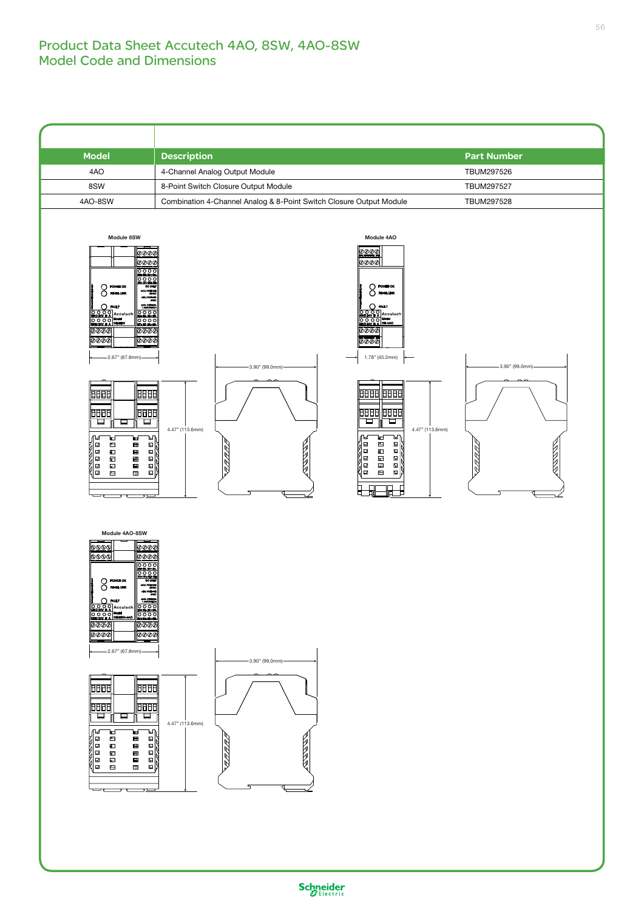# Product Data Sheet Accutech 4AO, 8SW, 4AO-8SW
## Model Code and Dimensions

| Model | Description | Part Number |
|---|---|---|
| 4AO | 4-Channel Analog Output Module | TBUM297526 |
| 8SW | 8-Point Switch Closure Output Module | TBUM297527 |
| 4AO-8SW | Combination 4-Channel Analog & 8-Point Switch Closure Output Module | TBUM297528 |

**Module 8SW**

2.67" (67.8mm)

3.90" (99.0mm)

4.47" (113.6mm)

**Module 4AO**

1.78" (45.2mm)

3.90" (99.0mm)

4.47" (113.6mm)

**Module 4AO-8SW**

2.67" (67.8mm)

3.90" (99.0mm)

4.47" (113.6mm)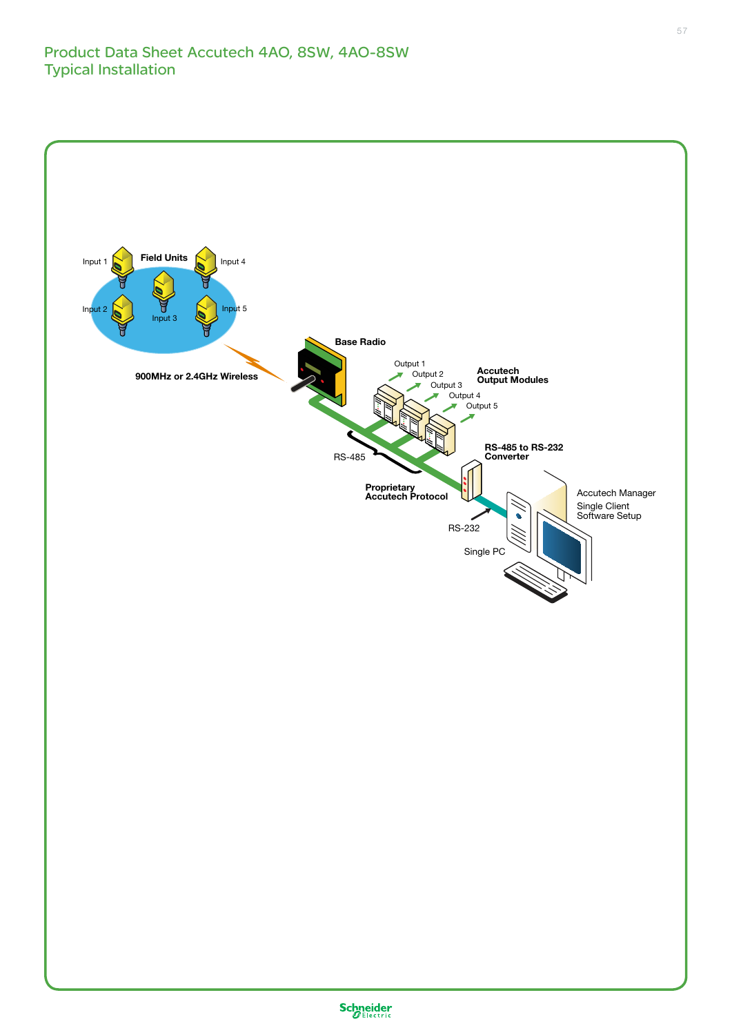# Product Data Sheet Accutech 4AO, 8SW, 4AO-8SW
## Typical Installation

Field Units

Input 1

Input 2

Input 3

Input 4

Input 5

900MHz or 2.4GHz Wireless

Base Radio

Output 1

Output 2

Output 3

Output 4

Output 5

Accutech Output Modules

RS-485

Proprietary Accutech Protocol

RS-485 to RS-232 Converter

RS-232

Single PC

Accutech Manager Single Client Software Setup